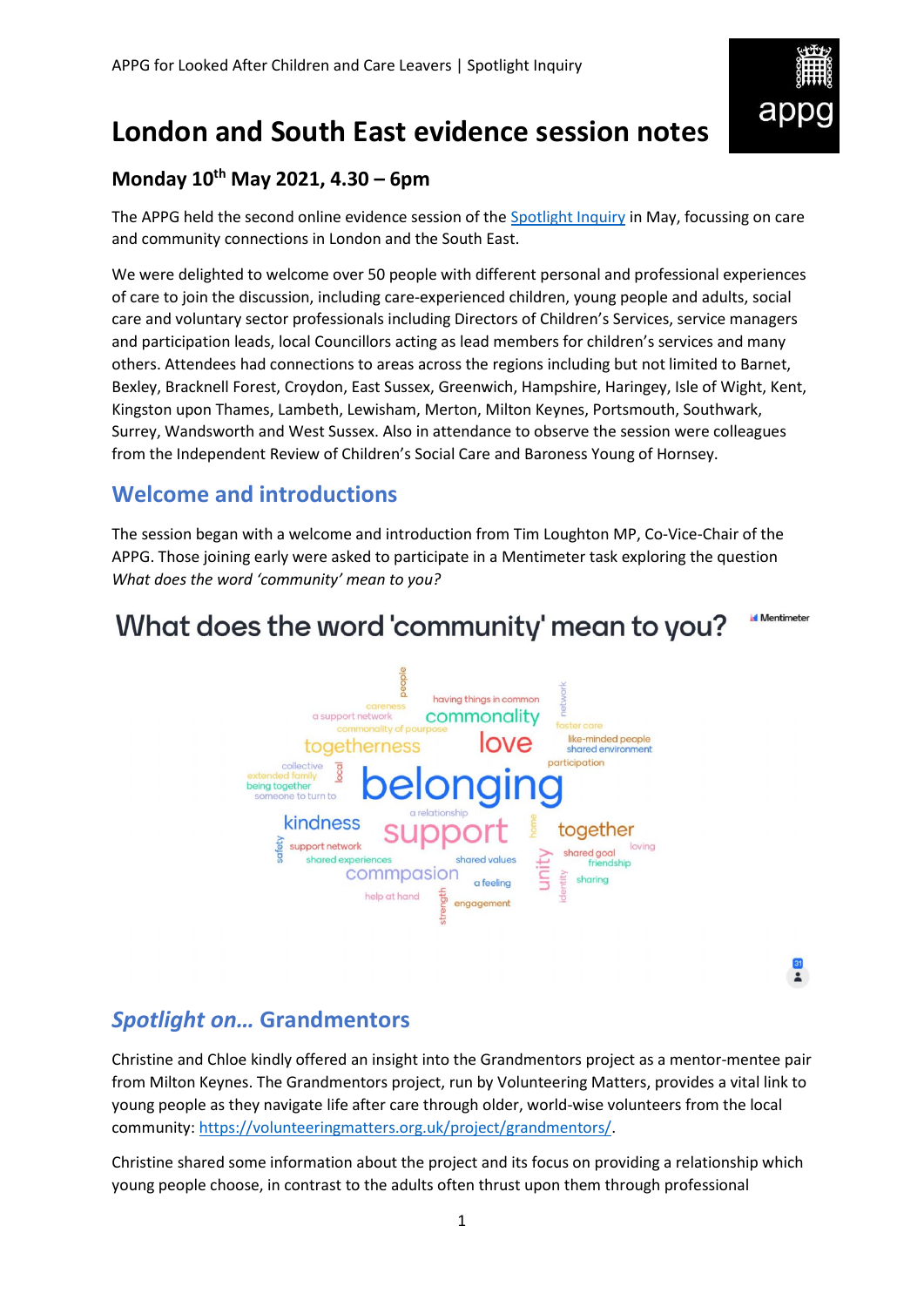# London and South East evidence session notes

## Monday 10th May 2021, 4.30 – 6pm

The APPG held the second online evidence session of the Spotlight Inquiry in May, focussing on care and community connections in London and the South East.

We were delighted to welcome over 50 people with different personal and professional experiences of care to join the discussion, including care-experienced children, young people and adults, social care and voluntary sector professionals including Directors of Children's Services, service managers and participation leads, local Councillors acting as lead members for children's services and many others. Attendees had connections to areas across the regions including but not limited to Barnet, Bexley, Bracknell Forest, Croydon, East Sussex, Greenwich, Hampshire, Haringey, Isle of Wight, Kent, Kingston upon Thames, Lambeth, Lewisham, Merton, Milton Keynes, Portsmouth, Southwark, Surrey, Wandsworth and West Sussex. Also in attendance to observe the session were colleagues from the Independent Review of Children's Social Care and Baroness Young of Hornsey.

## Welcome and introductions

The session began with a welcome and introduction from Tim Loughton MP, Co-Vice-Chair of the APPG. Those joining early were asked to participate in a Mentimeter task exploring the question *What does the word 'community' mean to you?*

## *Spotlight on…* Grandmentors

Christine and Chloe kindly offered an insight into the Grandmentors project as a mentor-mentee pair from Milton Keynes. The Grandmentors project, run by Volunteering Matters, provides a vital link to young people as they navigate life after care through older, world-wise volunteers from the local community: https://volunteeringmatters.org.uk/project/grandmentors/.

Christine shared some information about the project and its focus on providing a relationship which young people choose, in contrast to the adults often thrust upon them through professional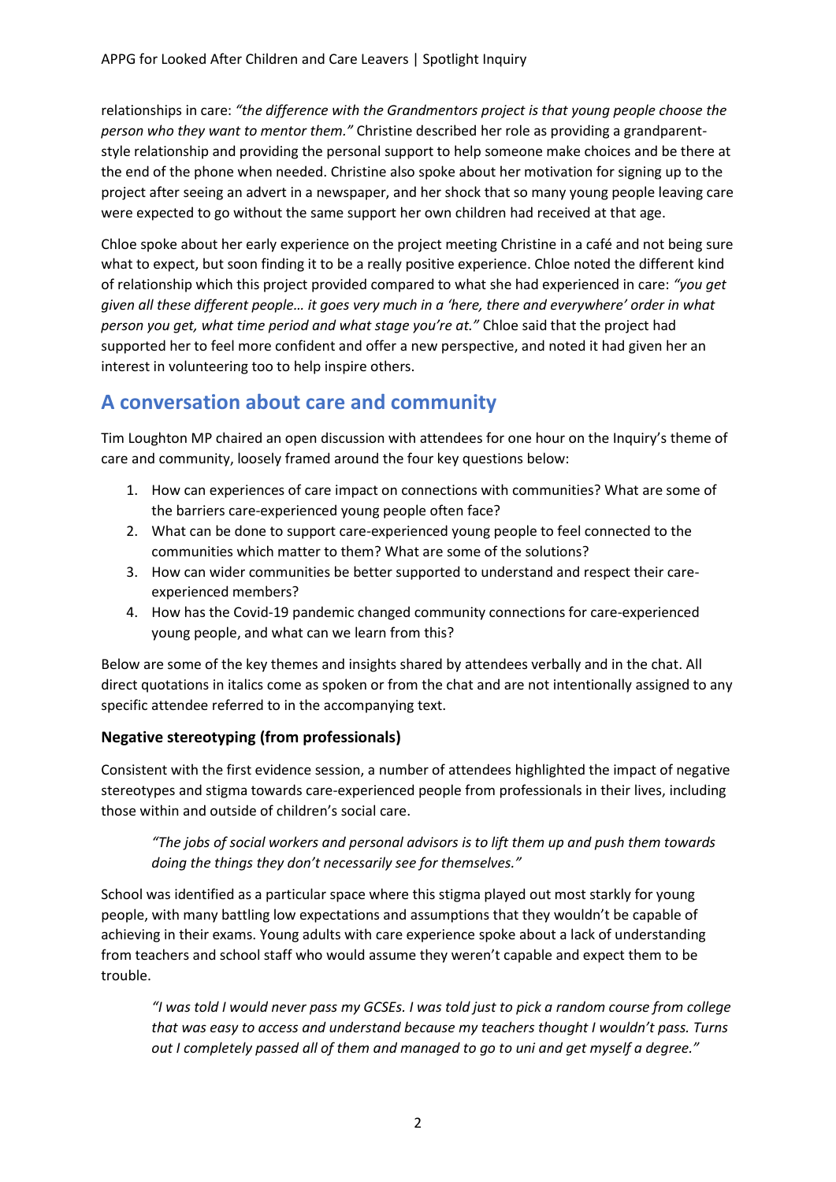relationships in care: *"the difference with the Grandmentors project is that young people choose the person who they want to mentor them."* Christine described her role as providing a grandparent-style relationship and providing the personal support to help someone make choices and be there at the end of the phone when needed. Christine also spoke about her motivation for signing up to the project after seeing an advert in a newspaper, and her shock that so many young people leaving care were expected to go without the same support her own children had received at that age.

Chloe spoke about her early experience on the project meeting Christine in a café and not being sure what to expect, but soon finding it to be a really positive experience. Chloe noted the different kind of relationship which this project provided compared to what she had experienced in care: *"you get given all these different people… it goes very much in a 'here, there and everywhere' order in what person you get, what time period and what stage you're at."* Chloe said that the project had supported her to feel more confident and offer a new perspective, and noted it had given her an interest in volunteering too to help inspire others.

## A conversation about care and community

Tim Loughton MP chaired an open discussion with attendees for one hour on the Inquiry's theme of care and community, loosely framed around the four key questions below:

1. How can experiences of care impact on connections with communities? What are some of the barriers care-experienced young people often face?
2. What can be done to support care-experienced young people to feel connected to the communities which matter to them? What are some of the solutions?
3. How can wider communities be better supported to understand and respect their care-experienced members?
4. How has the Covid-19 pandemic changed community connections for care-experienced young people, and what can we learn from this?

Below are some of the key themes and insights shared by attendees verbally and in the chat. All direct quotations in italics come as spoken or from the chat and are not intentionally assigned to any specific attendee referred to in the accompanying text.

### Negative stereotyping (from professionals)

Consistent with the first evidence session, a number of attendees highlighted the impact of negative stereotypes and stigma towards care-experienced people from professionals in their lives, including those within and outside of children's social care.

> *"The jobs of social workers and personal advisors is to lift them up and push them towards doing the things they don't necessarily see for themselves."*

School was identified as a particular space where this stigma played out most starkly for young people, with many battling low expectations and assumptions that they wouldn't be capable of achieving in their exams. Young adults with care experience spoke about a lack of understanding from teachers and school staff who would assume they weren't capable and expect them to be trouble.

> *"I was told I would never pass my GCSEs. I was told just to pick a random course from college that was easy to access and understand because my teachers thought I wouldn't pass. Turns out I completely passed all of them and managed to go to uni and get myself a degree."*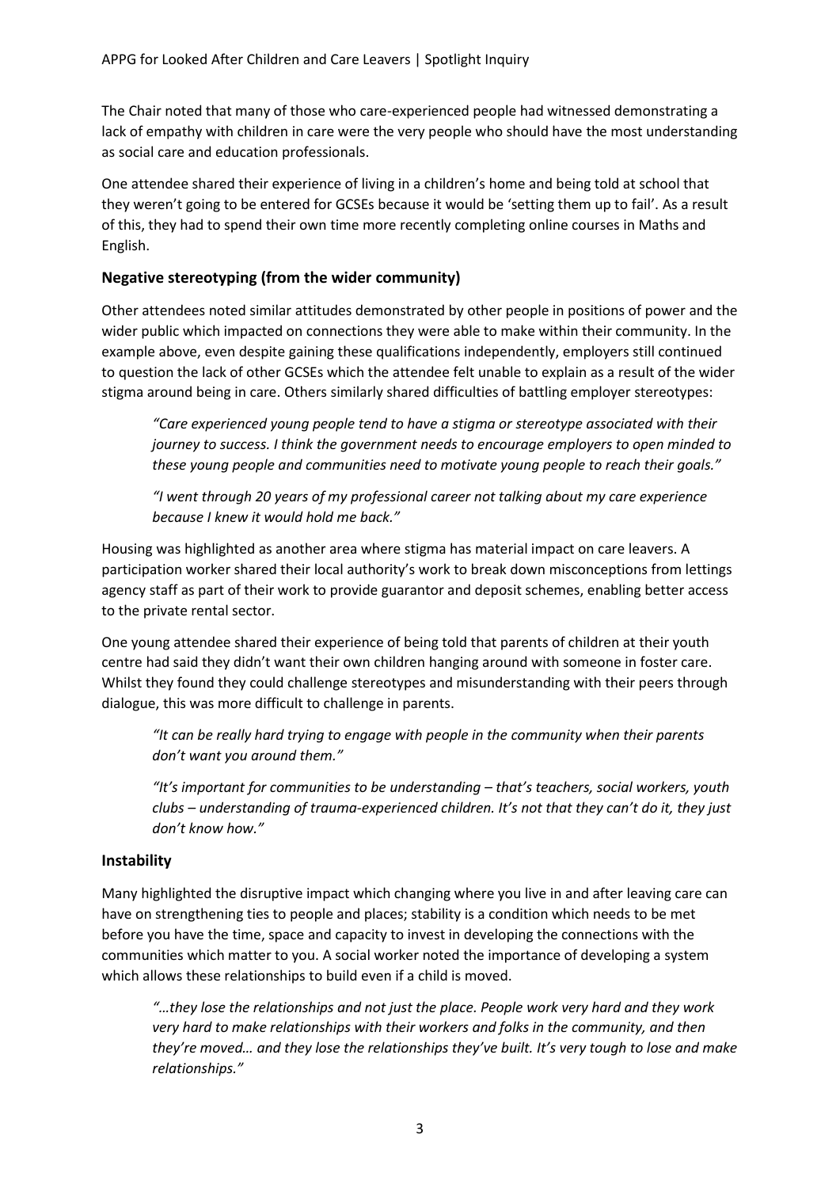The Chair noted that many of those who care-experienced people had witnessed demonstrating a lack of empathy with children in care were the very people who should have the most understanding as social care and education professionals.

One attendee shared their experience of living in a children's home and being told at school that they weren't going to be entered for GCSEs because it would be 'setting them up to fail'. As a result of this, they had to spend their own time more recently completing online courses in Maths and English.

### Negative stereotyping (from the wider community)

Other attendees noted similar attitudes demonstrated by other people in positions of power and the wider public which impacted on connections they were able to make within their community. In the example above, even despite gaining these qualifications independently, employers still continued to question the lack of other GCSEs which the attendee felt unable to explain as a result of the wider stigma around being in care. Others similarly shared difficulties of battling employer stereotypes:

> *"Care experienced young people tend to have a stigma or stereotype associated with their journey to success. I think the government needs to encourage employers to open minded to these young people and communities need to motivate young people to reach their goals."*

> *"I went through 20 years of my professional career not talking about my care experience because I knew it would hold me back."*

Housing was highlighted as another area where stigma has material impact on care leavers. A participation worker shared their local authority's work to break down misconceptions from lettings agency staff as part of their work to provide guarantor and deposit schemes, enabling better access to the private rental sector.

One young attendee shared their experience of being told that parents of children at their youth centre had said they didn't want their own children hanging around with someone in foster care. Whilst they found they could challenge stereotypes and misunderstanding with their peers through dialogue, this was more difficult to challenge in parents.

> *"It can be really hard trying to engage with people in the community when their parents don't want you around them."*

> *"It's important for communities to be understanding – that's teachers, social workers, youth clubs – understanding of trauma-experienced children. It's not that they can't do it, they just don't know how."*

### Instability

Many highlighted the disruptive impact which changing where you live in and after leaving care can have on strengthening ties to people and places; stability is a condition which needs to be met before you have the time, space and capacity to invest in developing the connections with the communities which matter to you. A social worker noted the importance of developing a system which allows these relationships to build even if a child is moved.

> *"…they lose the relationships and not just the place. People work very hard and they work very hard to make relationships with their workers and folks in the community, and then they're moved… and they lose the relationships they've built. It's very tough to lose and make relationships."*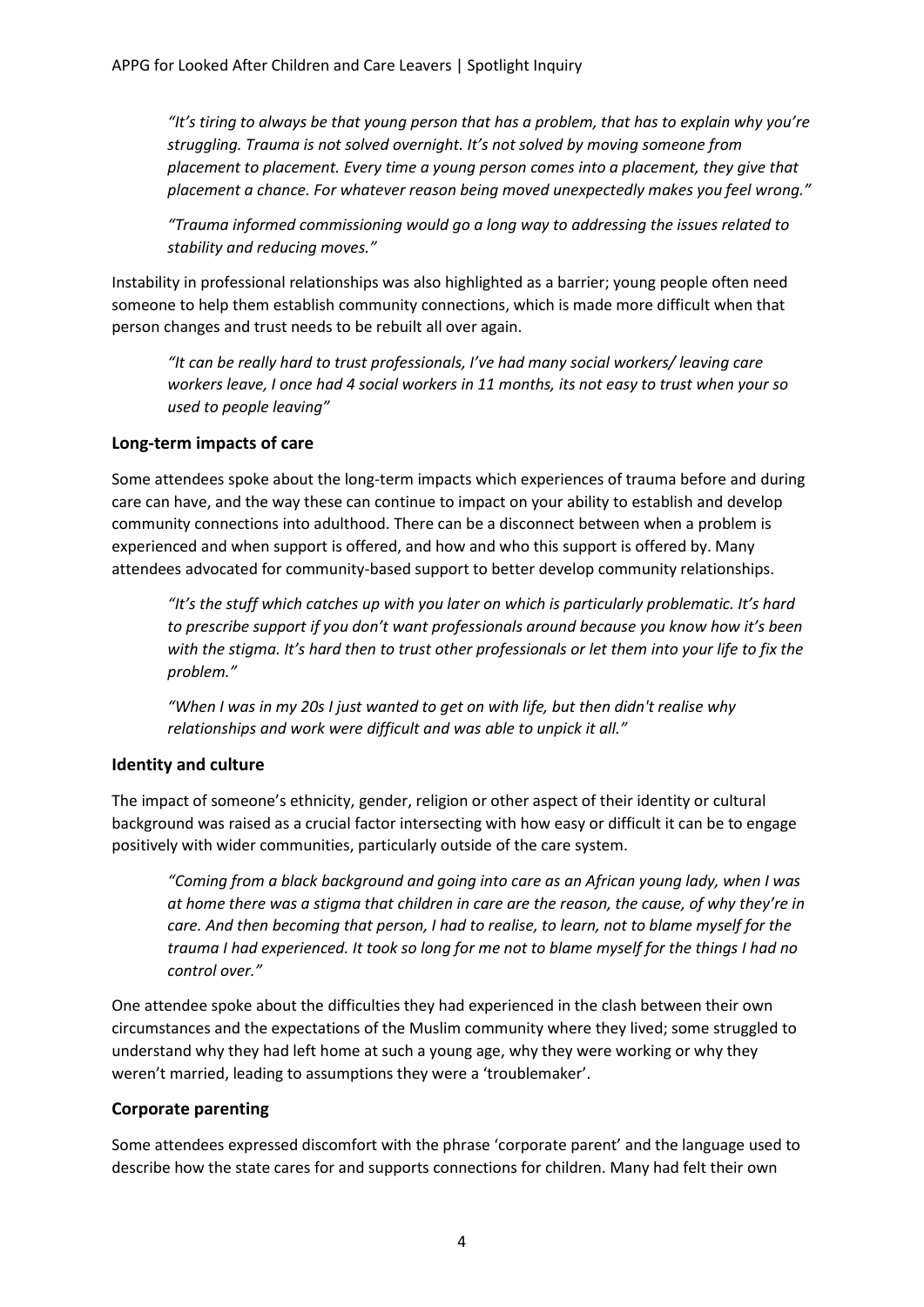*"It's tiring to always be that young person that has a problem, that has to explain why you're struggling. Trauma is not solved overnight. It's not solved by moving someone from placement to placement. Every time a young person comes into a placement, they give that placement a chance. For whatever reason being moved unexpectedly makes you feel wrong."*

*"Trauma informed commissioning would go a long way to addressing the issues related to stability and reducing moves."*

Instability in professional relationships was also highlighted as a barrier; young people often need someone to help them establish community connections, which is made more difficult when that person changes and trust needs to be rebuilt all over again.

*"It can be really hard to trust professionals, I've had many social workers/ leaving care workers leave, I once had 4 social workers in 11 months, its not easy to trust when your so used to people leaving"*

## Long-term impacts of care

Some attendees spoke about the long-term impacts which experiences of trauma before and during care can have, and the way these can continue to impact on your ability to establish and develop community connections into adulthood. There can be a disconnect between when a problem is experienced and when support is offered, and how and who this support is offered by. Many attendees advocated for community-based support to better develop community relationships.

*"It's the stuff which catches up with you later on which is particularly problematic. It's hard to prescribe support if you don't want professionals around because you know how it's been with the stigma. It's hard then to trust other professionals or let them into your life to fix the problem."*

*"When I was in my 20s I just wanted to get on with life, but then didn't realise why relationships and work were difficult and was able to unpick it all."*

## Identity and culture

The impact of someone's ethnicity, gender, religion or other aspect of their identity or cultural background was raised as a crucial factor intersecting with how easy or difficult it can be to engage positively with wider communities, particularly outside of the care system.

*"Coming from a black background and going into care as an African young lady, when I was at home there was a stigma that children in care are the reason, the cause, of why they're in care. And then becoming that person, I had to realise, to learn, not to blame myself for the trauma I had experienced. It took so long for me not to blame myself for the things I had no control over."*

One attendee spoke about the difficulties they had experienced in the clash between their own circumstances and the expectations of the Muslim community where they lived; some struggled to understand why they had left home at such a young age, why they were working or why they weren't married, leading to assumptions they were a 'troublemaker'.

## Corporate parenting

Some attendees expressed discomfort with the phrase 'corporate parent' and the language used to describe how the state cares for and supports connections for children. Many had felt their own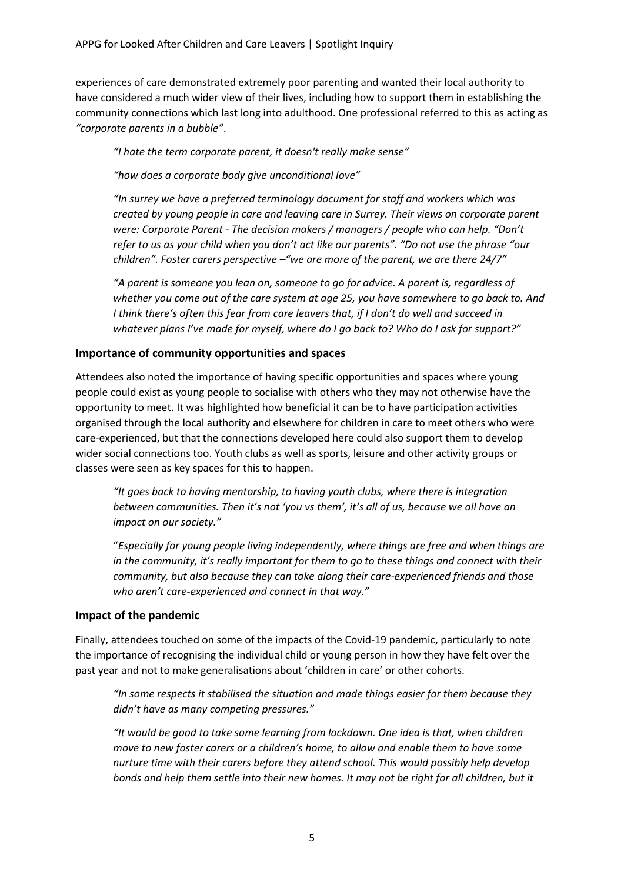experiences of care demonstrated extremely poor parenting and wanted their local authority to have considered a much wider view of their lives, including how to support them in establishing the community connections which last long into adulthood. One professional referred to this as acting as *"corporate parents in a bubble"*.

> *"I hate the term corporate parent, it doesn't really make sense"*
>
> *"how does a corporate body give unconditional love"*
>
> *"In surrey we have a preferred terminology document for staff and workers which was created by young people in care and leaving care in Surrey. Their views on corporate parent were: Corporate Parent - The decision makers / managers / people who can help. "Don't refer to us as your child when you don't act like our parents". "Do not use the phrase "our children". Foster carers perspective –"we are more of the parent, we are there 24/7"*
>
> *"A parent is someone you lean on, someone to go for advice. A parent is, regardless of whether you come out of the care system at age 25, you have somewhere to go back to. And I think there's often this fear from care leavers that, if I don't do well and succeed in whatever plans I've made for myself, where do I go back to? Who do I ask for support?"*

## Importance of community opportunities and spaces

Attendees also noted the importance of having specific opportunities and spaces where young people could exist as young people to socialise with others who they may not otherwise have the opportunity to meet. It was highlighted how beneficial it can be to have participation activities organised through the local authority and elsewhere for children in care to meet others who were care-experienced, but that the connections developed here could also support them to develop wider social connections too. Youth clubs as well as sports, leisure and other activity groups or classes were seen as key spaces for this to happen.

> *"It goes back to having mentorship, to having youth clubs, where there is integration between communities. Then it's not 'you vs them', it's all of us, because we all have an impact on our society."*
>
> "*Especially for young people living independently, where things are free and when things are in the community, it's really important for them to go to these things and connect with their community, but also because they can take along their care-experienced friends and those who aren't care-experienced and connect in that way."*

## Impact of the pandemic

Finally, attendees touched on some of the impacts of the Covid-19 pandemic, particularly to note the importance of recognising the individual child or young person in how they have felt over the past year and not to make generalisations about 'children in care' or other cohorts.

> *"In some respects it stabilised the situation and made things easier for them because they didn't have as many competing pressures."*
>
> *"It would be good to take some learning from lockdown. One idea is that, when children move to new foster carers or a children's home, to allow and enable them to have some nurture time with their carers before they attend school. This would possibly help develop bonds and help them settle into their new homes. It may not be right for all children, but it*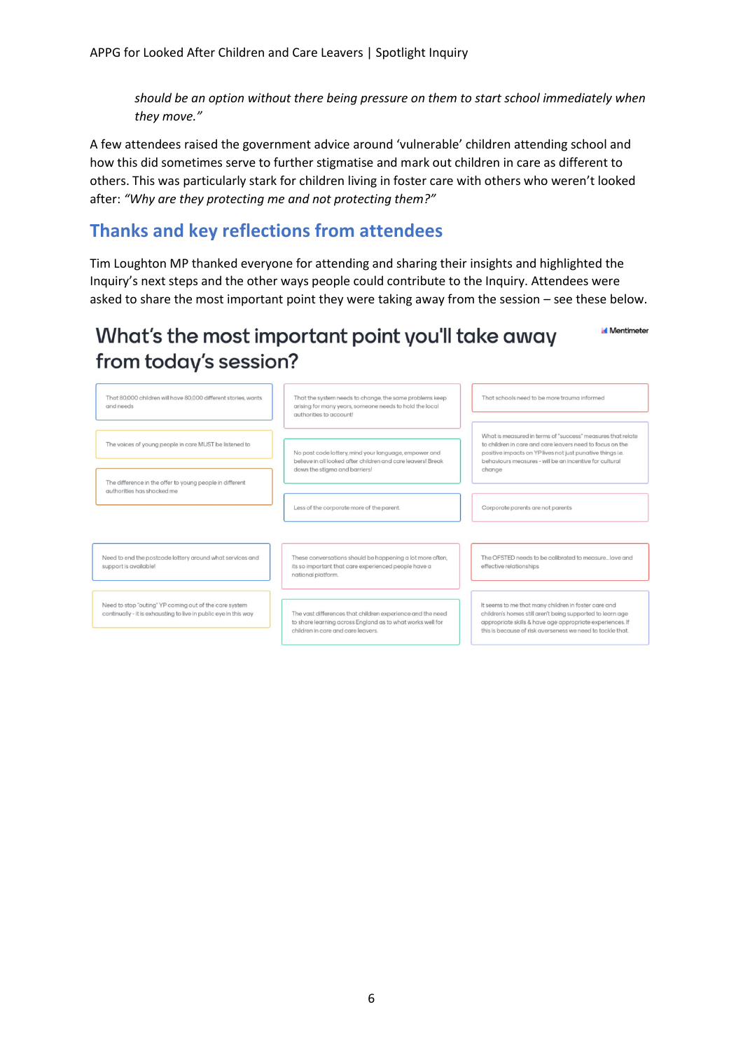*should be an option without there being pressure on them to start school immediately when they move."*

A few attendees raised the government advice around 'vulnerable' children attending school and how this did sometimes serve to further stigmatise and mark out children in care as different to others. This was particularly stark for children living in foster care with others who weren't looked after: *"Why are they protecting me and not protecting them?"*

## Thanks and key reflections from attendees

Tim Loughton MP thanked everyone for attending and sharing their insights and highlighted the Inquiry's next steps and the other ways people could contribute to the Inquiry. Attendees were asked to share the most important point they were taking away from the session – see these below.

What's the most important point you'll take away from today's session?

Mentimeter

That 80,000 children will have 80,000 different stories, wants and needs

The voices of young people in care MUST be listened to

The difference in the offer to young people in different authorities has shocked me

That the system needs to change, the same problems keep arising for many years, someone needs to hold the local authorities to account!

No post code lottery, mind your language, empower and believe in all looked after children and care leavers! Break down the stigma and barriers!

Less of the corporate more of the parent

That schools need to be more trauma informed

What is measured in terms of "success" measures that relate to children in care and care leavers need to focus on the positive impacts on YP lives not just punative things i.e. behaviours measures - will be an incentive for cultural change

Corporate parents are not parents

Need to end the postcode lottery around what services and support is available!

Need to stop "outing" YP coming out of the care system continually - it is exhausting to live in public eye in this way

These conversations should be happening a lot more often, its so important that care experienced people have a national platform.

The vast differences that children experience and the need to share learning across England as to what works well for children in care and care leavers.

The OFSTED needs to be calibrated to measure... love and effective relationships

It seems to me that many children in foster care and children's homes still aren't being supported to learn age appropriate skills & have age appropriate experiences. If this is because of risk averseness we need to tackle that.